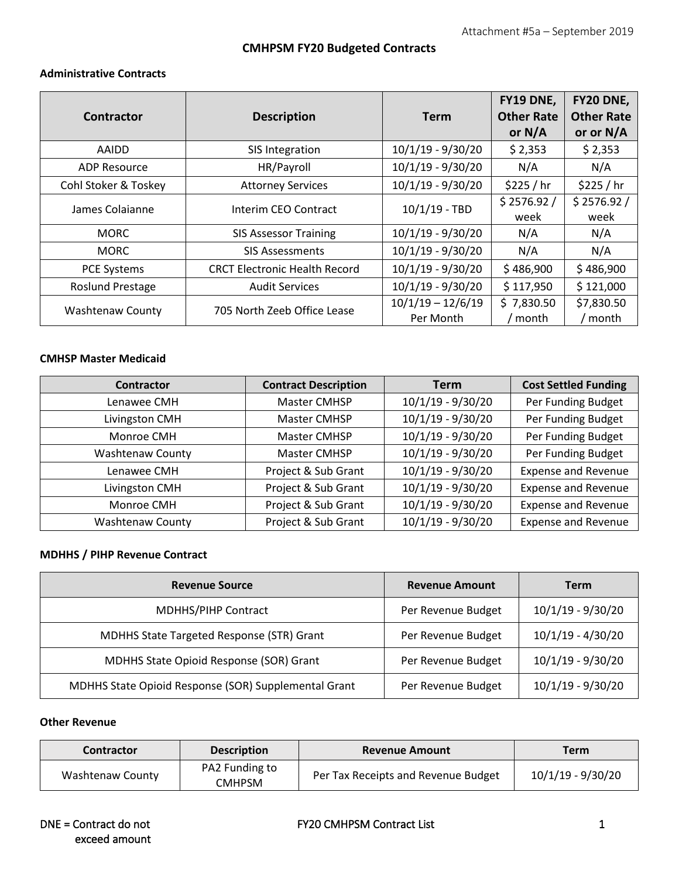Attachment #5a – September 2019

# CMHPSM FY20 Budgeted Contracts

## Administrative Contracts

| Contractor | Description | Term | FY19 DNE, Other Rate or N/A | FY20 DNE, Other Rate or or N/A |
|---|---|---|---|---|
| AAIDD | SIS Integration | 10/1/19 - 9/30/20 | $ 2,353 | $ 2,353 |
| ADP Resource | HR/Payroll | 10/1/19 - 9/30/20 | N/A | N/A |
| Cohl Stoker & Toskey | Attorney Services | 10/1/19 - 9/30/20 | $225 / hr | $225 / hr |
| James Colaianne | Interim CEO Contract | 10/1/19 - TBD | $ 2576.92 / week | $ 2576.92 / week |
| MORC | SIS Assessor Training | 10/1/19 - 9/30/20 | N/A | N/A |
| MORC | SIS Assessments | 10/1/19 - 9/30/20 | N/A | N/A |
| PCE Systems | CRCT Electronic Health Record | 10/1/19 - 9/30/20 | $ 486,900 | $ 486,900 |
| Roslund Prestage | Audit Services | 10/1/19 - 9/30/20 | $ 117,950 | $ 121,000 |
| Washtenaw County | 705 North Zeeb Office Lease | 10/1/19 – 12/6/19 Per Month | $ 7,830.50 / month | $7,830.50 / month |

## CMHSP Master Medicaid

| Contractor | Contract Description | Term | Cost Settled Funding |
|---|---|---|---|
| Lenawee CMH | Master CMHSP | 10/1/19 - 9/30/20 | Per Funding Budget |
| Livingston CMH | Master CMHSP | 10/1/19 - 9/30/20 | Per Funding Budget |
| Monroe CMH | Master CMHSP | 10/1/19 - 9/30/20 | Per Funding Budget |
| Washtenaw County | Master CMHSP | 10/1/19 - 9/30/20 | Per Funding Budget |
| Lenawee CMH | Project & Sub Grant | 10/1/19 - 9/30/20 | Expense and Revenue |
| Livingston CMH | Project & Sub Grant | 10/1/19 - 9/30/20 | Expense and Revenue |
| Monroe CMH | Project & Sub Grant | 10/1/19 - 9/30/20 | Expense and Revenue |
| Washtenaw County | Project & Sub Grant | 10/1/19 - 9/30/20 | Expense and Revenue |

## MDHHS / PIHP Revenue Contract

| Revenue Source | Revenue Amount | Term |
|---|---|---|
| MDHHS/PIHP Contract | Per Revenue Budget | 10/1/19 - 9/30/20 |
| MDHHS State Targeted Response (STR) Grant | Per Revenue Budget | 10/1/19 - 4/30/20 |
| MDHHS State Opioid Response (SOR) Grant | Per Revenue Budget | 10/1/19 - 9/30/20 |
| MDHHS State Opioid Response (SOR) Supplemental Grant | Per Revenue Budget | 10/1/19 - 9/30/20 |

## Other Revenue

| Contractor | Description | Revenue Amount | Term |
|---|---|---|---|
| Washtenaw County | PA2 Funding to CMHPSM | Per Tax Receipts and Revenue Budget | 10/1/19 - 9/30/20 |

DNE = Contract do not exceed amount

FY20 CMHPSM Contract List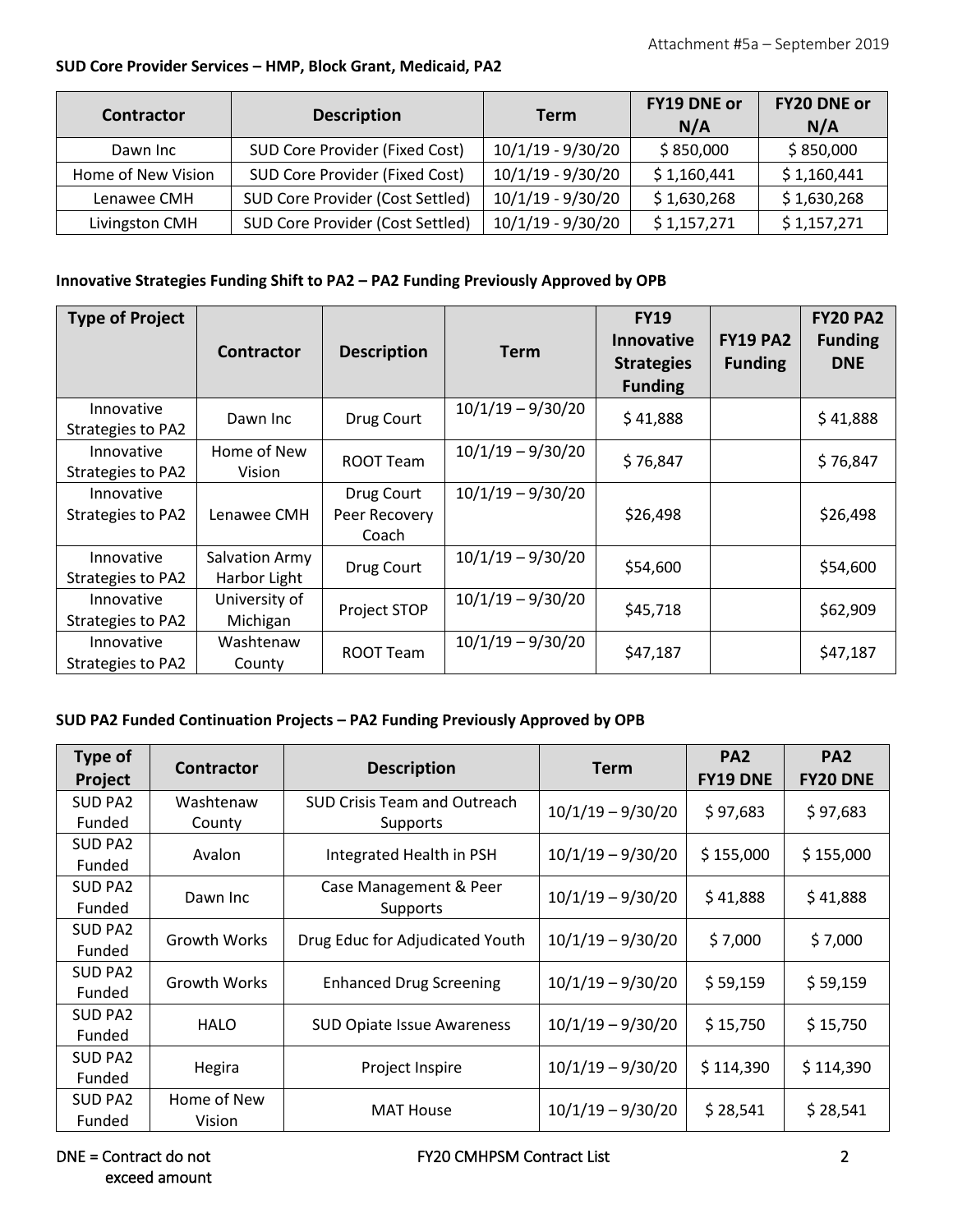**SUD Core Provider Services – HMP, Block Grant, Medicaid, PA2**

| Contractor | Description | Term | FY19 DNE or N/A | FY20 DNE or N/A |
|---|---|---|---|---|
| Dawn Inc | SUD Core Provider (Fixed Cost) | 10/1/19 - 9/30/20 | $ 850,000 | $ 850,000 |
| Home of New Vision | SUD Core Provider (Fixed Cost) | 10/1/19 - 9/30/20 | $ 1,160,441 | $ 1,160,441 |
| Lenawee CMH | SUD Core Provider (Cost Settled) | 10/1/19 - 9/30/20 | $ 1,630,268 | $ 1,630,268 |
| Livingston CMH | SUD Core Provider (Cost Settled) | 10/1/19 - 9/30/20 | $ 1,157,271 | $ 1,157,271 |

**Innovative Strategies Funding Shift to PA2 – PA2 Funding Previously Approved by OPB**

| Type of Project | Contractor | Description | Term | FY19 Innovative Strategies Funding | FY19 PA2 Funding | FY20 PA2 Funding DNE |
|---|---|---|---|---|---|---|
| Innovative Strategies to PA2 | Dawn Inc | Drug Court | 10/1/19 – 9/30/20 | $ 41,888 | | $ 41,888 |
| Innovative Strategies to PA2 | Home of New Vision | ROOT Team | 10/1/19 – 9/30/20 | $ 76,847 | | $ 76,847 |
| Innovative Strategies to PA2 | Lenawee CMH | Drug Court Peer Recovery Coach | 10/1/19 – 9/30/20 | $26,498 | | $26,498 |
| Innovative Strategies to PA2 | Salvation Army Harbor Light | Drug Court | 10/1/19 – 9/30/20 | $54,600 | | $54,600 |
| Innovative Strategies to PA2 | University of Michigan | Project STOP | 10/1/19 – 9/30/20 | $45,718 | | $62,909 |
| Innovative Strategies to PA2 | Washtenaw County | ROOT Team | 10/1/19 – 9/30/20 | $47,187 | | $47,187 |

**SUD PA2 Funded Continuation Projects – PA2 Funding Previously Approved by OPB**

| Type of Project | Contractor | Description | Term | PA2 FY19 DNE | PA2 FY20 DNE |
|---|---|---|---|---|---|
| SUD PA2 Funded | Washtenaw County | SUD Crisis Team and Outreach Supports | 10/1/19 – 9/30/20 | $ 97,683 | $ 97,683 |
| SUD PA2 Funded | Avalon | Integrated Health in PSH | 10/1/19 – 9/30/20 | $ 155,000 | $ 155,000 |
| SUD PA2 Funded | Dawn Inc | Case Management & Peer Supports | 10/1/19 – 9/30/20 | $ 41,888 | $ 41,888 |
| SUD PA2 Funded | Growth Works | Drug Educ for Adjudicated Youth | 10/1/19 – 9/30/20 | $ 7,000 | $ 7,000 |
| SUD PA2 Funded | Growth Works | Enhanced Drug Screening | 10/1/19 – 9/30/20 | $ 59,159 | $ 59,159 |
| SUD PA2 Funded | HALO | SUD Opiate Issue Awareness | 10/1/19 – 9/30/20 | $ 15,750 | $ 15,750 |
| SUD PA2 Funded | Hegira | Project Inspire | 10/1/19 – 9/30/20 | $ 114,390 | $ 114,390 |
| SUD PA2 Funded | Home of New Vision | MAT House | 10/1/19 – 9/30/20 | $ 28,541 | $ 28,541 |

DNE = Contract do not exceed amount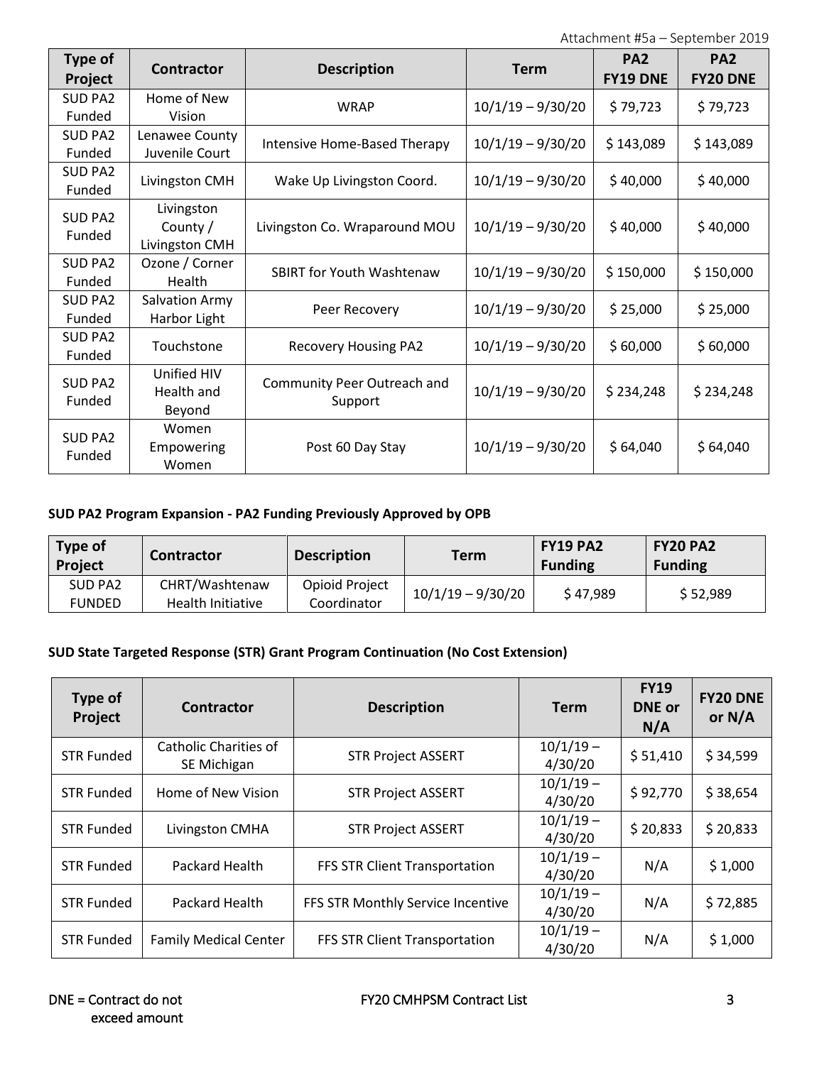| Type of Project | Contractor | Description | Term | PA2 FY19 DNE | PA2 FY20 DNE |
|---|---|---|---|---|---|
| SUD PA2 Funded | Home of New Vision | WRAP | 10/1/19 – 9/30/20 | $ 79,723 | $ 79,723 |
| SUD PA2 Funded | Lenawee County Juvenile Court | Intensive Home-Based Therapy | 10/1/19 – 9/30/20 | $ 143,089 | $ 143,089 |
| SUD PA2 Funded | Livingston CMH | Wake Up Livingston Coord. | 10/1/19 – 9/30/20 | $ 40,000 | $ 40,000 |
| SUD PA2 Funded | Livingston County / Livingston CMH | Livingston Co. Wraparound MOU | 10/1/19 – 9/30/20 | $ 40,000 | $ 40,000 |
| SUD PA2 Funded | Ozone / Corner Health | SBIRT for Youth Washtenaw | 10/1/19 – 9/30/20 | $ 150,000 | $ 150,000 |
| SUD PA2 Funded | Salvation Army Harbor Light | Peer Recovery | 10/1/19 – 9/30/20 | $ 25,000 | $ 25,000 |
| SUD PA2 Funded | Touchstone | Recovery Housing PA2 | 10/1/19 – 9/30/20 | $ 60,000 | $ 60,000 |
| SUD PA2 Funded | Unified HIV Health and Beyond | Community Peer Outreach and Support | 10/1/19 – 9/30/20 | $ 234,248 | $ 234,248 |
| SUD PA2 Funded | Women Empowering Women | Post 60 Day Stay | 10/1/19 – 9/30/20 | $ 64,040 | $ 64,040 |

**SUD PA2 Program Expansion - PA2 Funding Previously Approved by OPB**

| Type of Project | Contractor | Description | Term | FY19 PA2 Funding | FY20 PA2 Funding |
|---|---|---|---|---|---|
| SUD PA2 FUNDED | CHRT/Washtenaw Health Initiative | Opioid Project Coordinator | 10/1/19 – 9/30/20 | $ 47,989 | $ 52,989 |

**SUD State Targeted Response (STR) Grant Program Continuation (No Cost Extension)**

| Type of Project | Contractor | Description | Term | FY19 DNE or N/A | FY20 DNE or N/A |
|---|---|---|---|---|---|
| STR Funded | Catholic Charities of SE Michigan | STR Project ASSERT | 10/1/19 – 4/30/20 | $ 51,410 | $ 34,599 |
| STR Funded | Home of New Vision | STR Project ASSERT | 10/1/19 – 4/30/20 | $ 92,770 | $ 38,654 |
| STR Funded | Livingston CMHA | STR Project ASSERT | 10/1/19 – 4/30/20 | $ 20,833 | $ 20,833 |
| STR Funded | Packard Health | FFS STR Client Transportation | 10/1/19 – 4/30/20 | N/A | $ 1,000 |
| STR Funded | Packard Health | FFS STR Monthly Service Incentive | 10/1/19 – 4/30/20 | N/A | $ 72,885 |
| STR Funded | Family Medical Center | FFS STR Client Transportation | 10/1/19 – 4/30/20 | N/A | $ 1,000 |

DNE = Contract do not exceed amount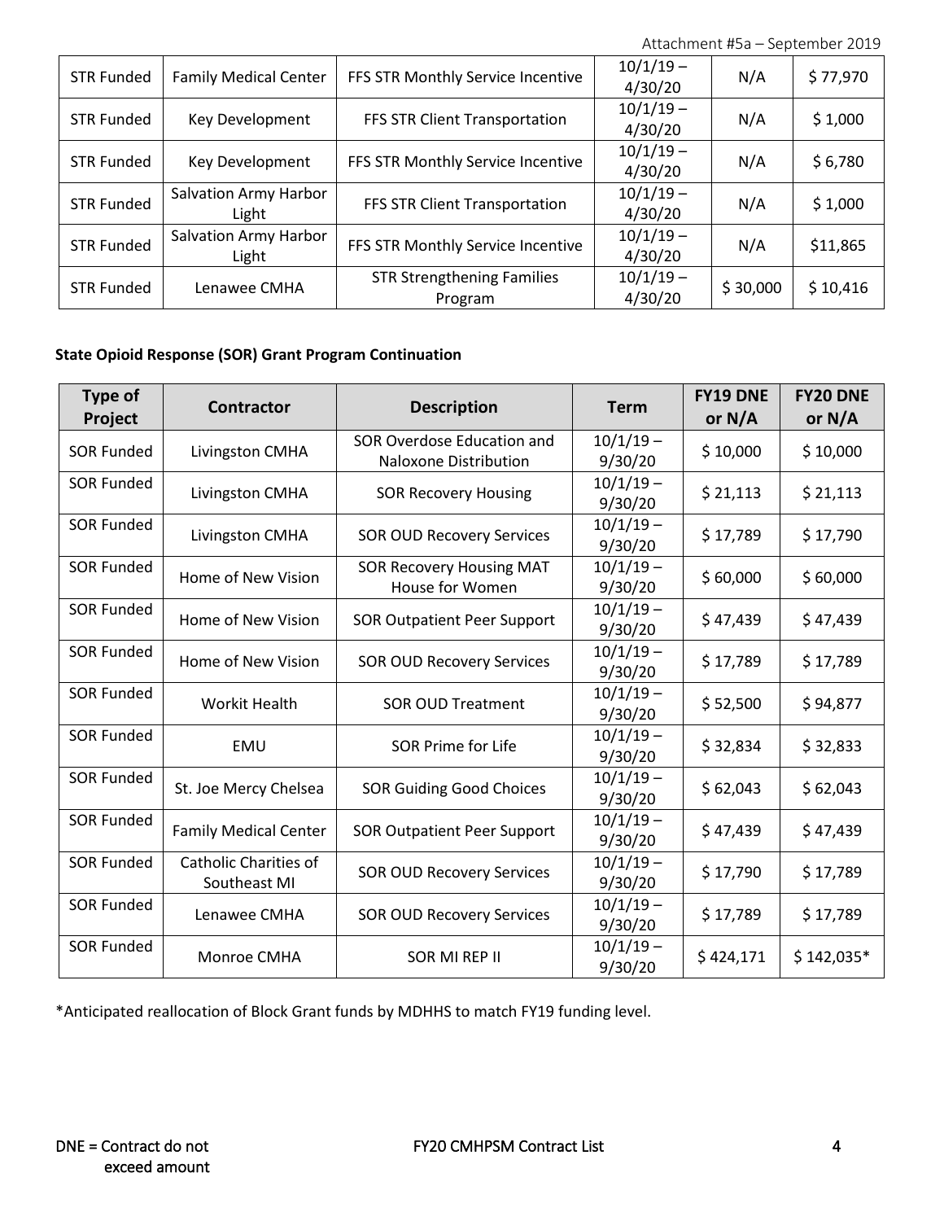| STR Funded | Family Medical Center | FFS STR Monthly Service Incentive | 10/1/19 – 4/30/20 | N/A | $ 77,970 |
|---|---|---|---|---|---|
| STR Funded | Key Development | FFS STR Client Transportation | 10/1/19 – 4/30/20 | N/A | $ 1,000 |
| STR Funded | Key Development | FFS STR Monthly Service Incentive | 10/1/19 – 4/30/20 | N/A | $ 6,780 |
| STR Funded | Salvation Army Harbor Light | FFS STR Client Transportation | 10/1/19 – 4/30/20 | N/A | $ 1,000 |
| STR Funded | Salvation Army Harbor Light | FFS STR Monthly Service Incentive | 10/1/19 – 4/30/20 | N/A | $11,865 |
| STR Funded | Lenawee CMHA | STR Strengthening Families Program | 10/1/19 – 4/30/20 | $ 30,000 | $ 10,416 |

**State Opioid Response (SOR) Grant Program Continuation**

| Type of Project | Contractor | Description | Term | FY19 DNE or N/A | FY20 DNE or N/A |
|---|---|---|---|---|---|
| SOR Funded | Livingston CMHA | SOR Overdose Education and Naloxone Distribution | 10/1/19 – 9/30/20 | $ 10,000 | $ 10,000 |
| SOR Funded | Livingston CMHA | SOR Recovery Housing | 10/1/19 – 9/30/20 | $ 21,113 | $ 21,113 |
| SOR Funded | Livingston CMHA | SOR OUD Recovery Services | 10/1/19 – 9/30/20 | $ 17,789 | $ 17,790 |
| SOR Funded | Home of New Vision | SOR Recovery Housing MAT House for Women | 10/1/19 – 9/30/20 | $ 60,000 | $ 60,000 |
| SOR Funded | Home of New Vision | SOR Outpatient Peer Support | 10/1/19 – 9/30/20 | $ 47,439 | $ 47,439 |
| SOR Funded | Home of New Vision | SOR OUD Recovery Services | 10/1/19 – 9/30/20 | $ 17,789 | $ 17,789 |
| SOR Funded | Workit Health | SOR OUD Treatment | 10/1/19 – 9/30/20 | $ 52,500 | $ 94,877 |
| SOR Funded | EMU | SOR Prime for Life | 10/1/19 – 9/30/20 | $ 32,834 | $ 32,833 |
| SOR Funded | St. Joe Mercy Chelsea | SOR Guiding Good Choices | 10/1/19 – 9/30/20 | $ 62,043 | $ 62,043 |
| SOR Funded | Family Medical Center | SOR Outpatient Peer Support | 10/1/19 – 9/30/20 | $ 47,439 | $ 47,439 |
| SOR Funded | Catholic Charities of Southeast MI | SOR OUD Recovery Services | 10/1/19 – 9/30/20 | $ 17,790 | $ 17,789 |
| SOR Funded | Lenawee CMHA | SOR OUD Recovery Services | 10/1/19 – 9/30/20 | $ 17,789 | $ 17,789 |
| SOR Funded | Monroe CMHA | SOR MI REP II | 10/1/19 – 9/30/20 | $ 424,171 | $ 142,035* |

*Anticipated reallocation of Block Grant funds by MDHHS to match FY19 funding level.

DNE = Contract do not exceed amount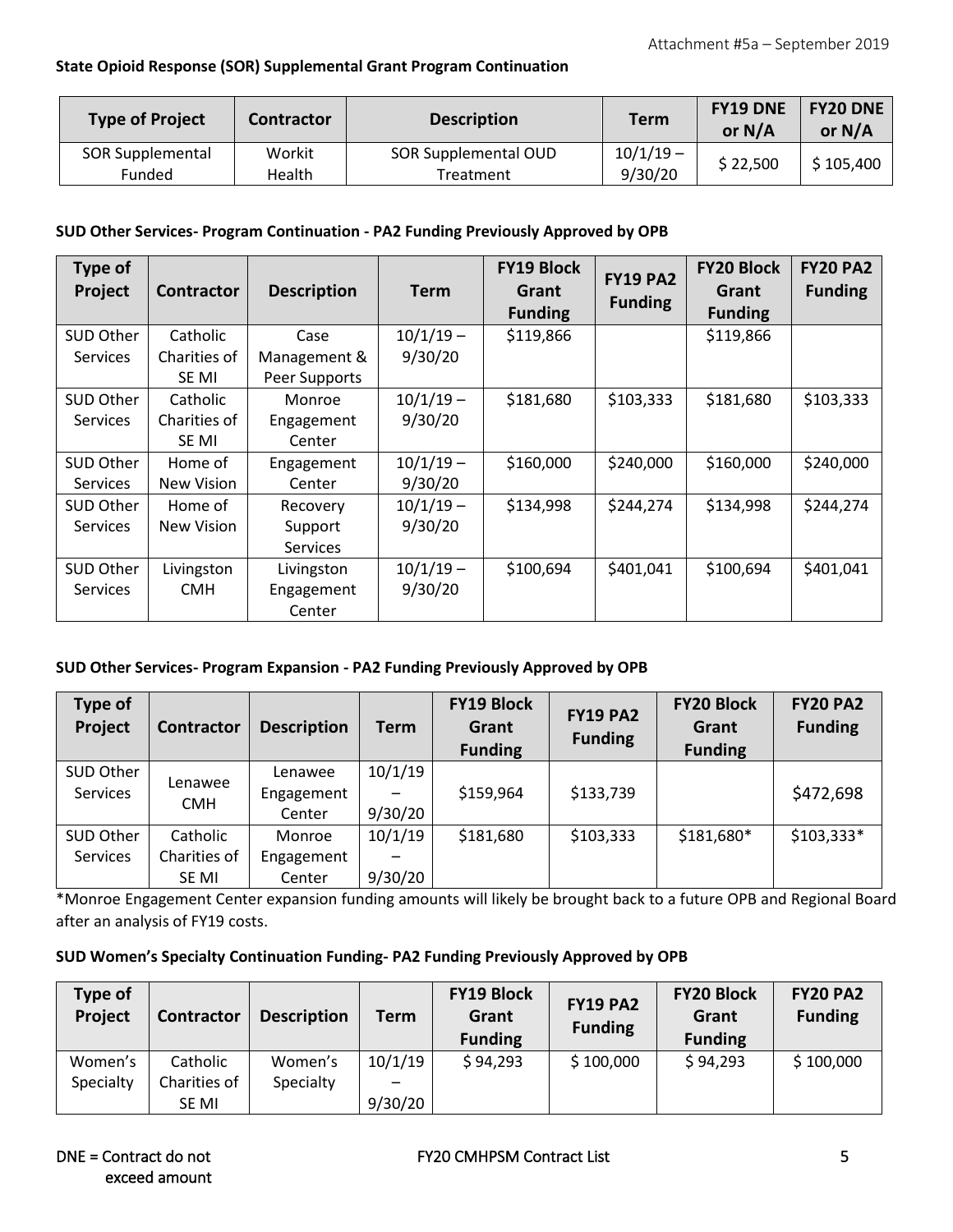Attachment #5a – September 2019

**State Opioid Response (SOR) Supplemental Grant Program Continuation**

| Type of Project | Contractor | Description | Term | FY19 DNE or N/A | FY20 DNE or N/A |
|---|---|---|---|---|---|
| SOR Supplemental Funded | Workit Health | SOR Supplemental OUD Treatment | 10/1/19 – 9/30/20 | $ 22,500 | $ 105,400 |

**SUD Other Services- Program Continuation - PA2 Funding Previously Approved by OPB**

| Type of Project | Contractor | Description | Term | FY19 Block Grant Funding | FY19 PA2 Funding | FY20 Block Grant Funding | FY20 PA2 Funding |
|---|---|---|---|---|---|---|---|
| SUD Other Services | Catholic Charities of SE MI | Case Management & Peer Supports | 10/1/19 – 9/30/20 | $119,866 | | $119,866 | |
| SUD Other Services | Catholic Charities of SE MI | Monroe Engagement Center | 10/1/19 – 9/30/20 | $181,680 | $103,333 | $181,680 | $103,333 |
| SUD Other Services | Home of New Vision | Engagement Center | 10/1/19 – 9/30/20 | $160,000 | $240,000 | $160,000 | $240,000 |
| SUD Other Services | Home of New Vision | Recovery Support Services | 10/1/19 – 9/30/20 | $134,998 | $244,274 | $134,998 | $244,274 |
| SUD Other Services | Livingston CMH | Livingston Engagement Center | 10/1/19 – 9/30/20 | $100,694 | $401,041 | $100,694 | $401,041 |

**SUD Other Services- Program Expansion - PA2 Funding Previously Approved by OPB**

| Type of Project | Contractor | Description | Term | FY19 Block Grant Funding | FY19 PA2 Funding | FY20 Block Grant Funding | FY20 PA2 Funding |
|---|---|---|---|---|---|---|---|
| SUD Other Services | Lenawee CMH | Lenawee Engagement Center | 10/1/19 – 9/30/20 | $159,964 | $133,739 | | $472,698 |
| SUD Other Services | Catholic Charities of SE MI | Monroe Engagement Center | 10/1/19 – 9/30/20 | $181,680 | $103,333 | $181,680* | $103,333* |

*Monroe Engagement Center expansion funding amounts will likely be brought back to a future OPB and Regional Board after an analysis of FY19 costs.

**SUD Women's Specialty Continuation Funding- PA2 Funding Previously Approved by OPB**

| Type of Project | Contractor | Description | Term | FY19 Block Grant Funding | FY19 PA2 Funding | FY20 Block Grant Funding | FY20 PA2 Funding |
|---|---|---|---|---|---|---|---|
| Women's Specialty | Catholic Charities of SE MI | Women's Specialty | 10/1/19 – 9/30/20 | $ 94,293 | $ 100,000 | $ 94,293 | $ 100,000 |

DNE = Contract do not exceed amount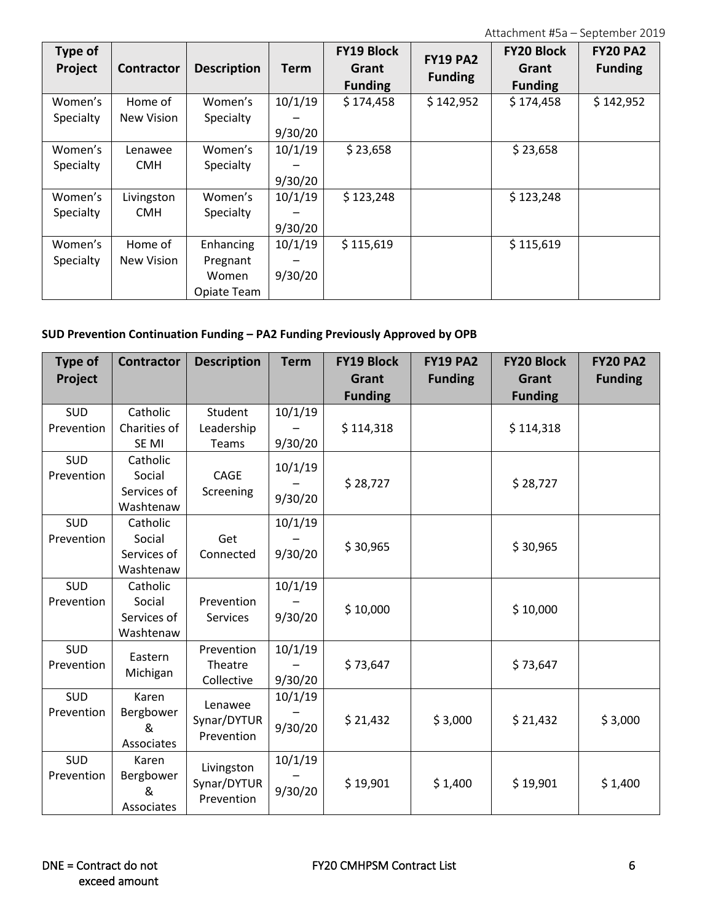| Type of Project | Contractor | Description | Term | FY19 Block Grant Funding | FY19 PA2 Funding | FY20 Block Grant Funding | FY20 PA2 Funding |
|---|---|---|---|---|---|---|---|
| Women's Specialty | Home of New Vision | Women's Specialty | 10/1/19 – 9/30/20 | $ 174,458 | $ 142,952 | $ 174,458 | $ 142,952 |
| Women's Specialty | Lenawee CMH | Women's Specialty | 10/1/19 – 9/30/20 | $ 23,658 | | $ 23,658 | |
| Women's Specialty | Livingston CMH | Women's Specialty | 10/1/19 – 9/30/20 | $ 123,248 | | $ 123,248 | |
| Women's Specialty | Home of New Vision | Enhancing Pregnant Women Opiate Team | 10/1/19 – 9/30/20 | $ 115,619 | | $ 115,619 | |

**SUD Prevention Continuation Funding – PA2 Funding Previously Approved by OPB**

| Type of Project | Contractor | Description | Term | FY19 Block Grant Funding | FY19 PA2 Funding | FY20 Block Grant Funding | FY20 PA2 Funding |
|---|---|---|---|---|---|---|---|
| SUD Prevention | Catholic Charities of SE MI | Student Leadership Teams | 10/1/19 – 9/30/20 | $ 114,318 | | $ 114,318 | |
| SUD Prevention | Catholic Social Services of Washtenaw | CAGE Screening | 10/1/19 – 9/30/20 | $ 28,727 | | $ 28,727 | |
| SUD Prevention | Catholic Social Services of Washtenaw | Get Connected | 10/1/19 – 9/30/20 | $ 30,965 | | $ 30,965 | |
| SUD Prevention | Catholic Social Services of Washtenaw | Prevention Services | 10/1/19 – 9/30/20 | $ 10,000 | | $ 10,000 | |
| SUD Prevention | Eastern Michigan | Prevention Theatre Collective | 10/1/19 – 9/30/20 | $ 73,647 | | $ 73,647 | |
| SUD Prevention | Karen Bergbower & Associates | Lenawee Synar/DYTUR Prevention | 10/1/19 – 9/30/20 | $ 21,432 | $ 3,000 | $ 21,432 | $ 3,000 |
| SUD Prevention | Karen Bergbower & Associates | Livingston Synar/DYTUR Prevention | 10/1/19 – 9/30/20 | $ 19,901 | $ 1,400 | $ 19,901 | $ 1,400 |

DNE = Contract do not exceed amount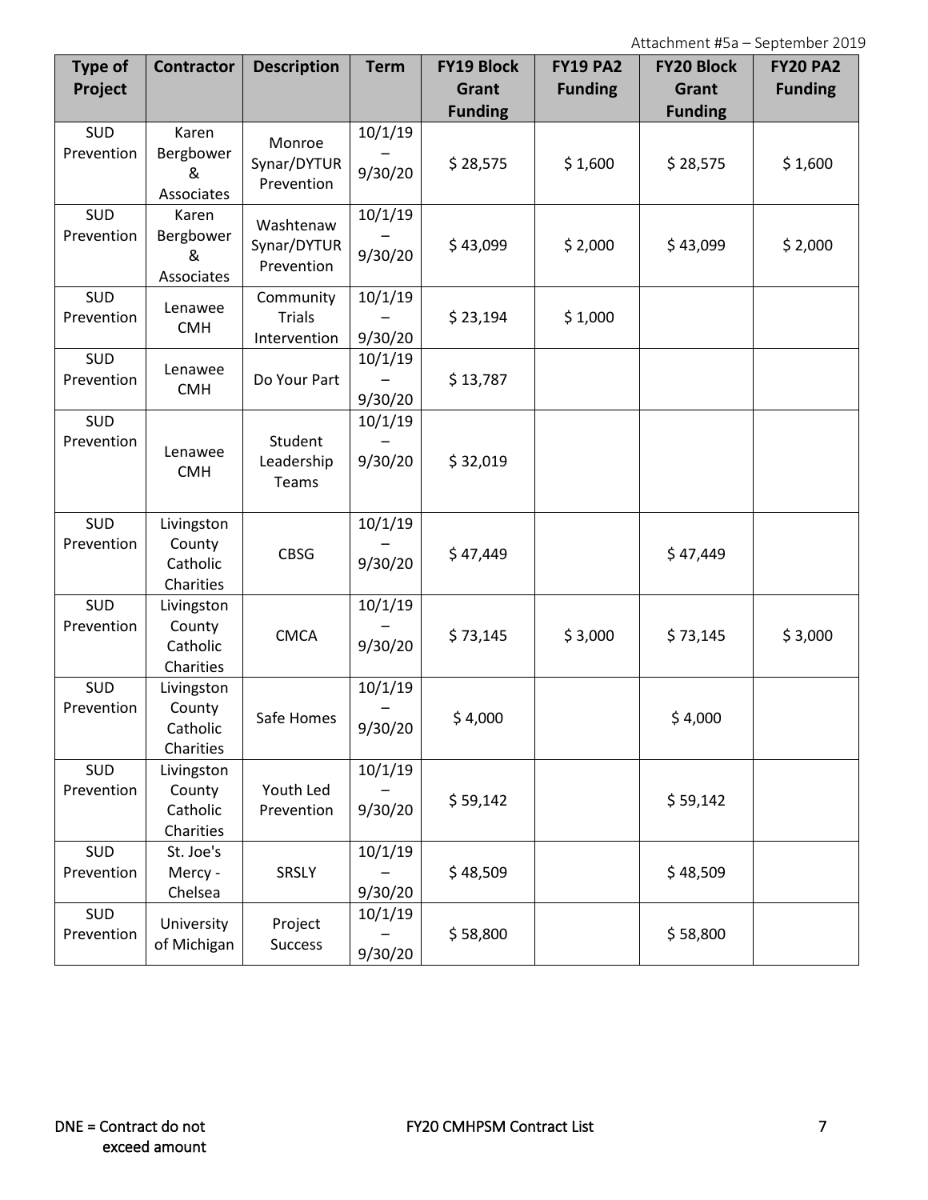Attachment #5a – September 2019

| Type of Project | Contractor | Description | Term | FY19 Block Grant Funding | FY19 PA2 Funding | FY20 Block Grant Funding | FY20 PA2 Funding |
|---|---|---|---|---|---|---|---|
| SUD Prevention | Karen Bergbower & Associates | Monroe Synar/DYTUR Prevention | 10/1/19 – 9/30/20 | $ 28,575 | $ 1,600 | $ 28,575 | $ 1,600 |
| SUD Prevention | Karen Bergbower & Associates | Washtenaw Synar/DYTUR Prevention | 10/1/19 – 9/30/20 | $ 43,099 | $ 2,000 | $ 43,099 | $ 2,000 |
| SUD Prevention | Lenawee CMH | Community Trials Intervention | 10/1/19 – 9/30/20 | $ 23,194 | $ 1,000 | | |
| SUD Prevention | Lenawee CMH | Do Your Part | 10/1/19 – 9/30/20 | $ 13,787 | | | |
| SUD Prevention | Lenawee CMH | Student Leadership Teams | 10/1/19 – 9/30/20 | $ 32,019 | | | |
| SUD Prevention | Livingston County Catholic Charities | CBSG | 10/1/19 – 9/30/20 | $ 47,449 | | $ 47,449 | |
| SUD Prevention | Livingston County Catholic Charities | CMCA | 10/1/19 – 9/30/20 | $ 73,145 | $ 3,000 | $ 73,145 | $ 3,000 |
| SUD Prevention | Livingston County Catholic Charities | Safe Homes | 10/1/19 – 9/30/20 | $ 4,000 | | $ 4,000 | |
| SUD Prevention | Livingston County Catholic Charities | Youth Led Prevention | 10/1/19 – 9/30/20 | $ 59,142 | | $ 59,142 | |
| SUD Prevention | St. Joe's Mercy - Chelsea | SRSLY | 10/1/19 – 9/30/20 | $ 48,509 | | $ 48,509 | |
| SUD Prevention | University of Michigan | Project Success | 10/1/19 – 9/30/20 | $ 58,800 | | $ 58,800 | |

DNE = Contract do not exceed amount

FY20 CMHPSM Contract List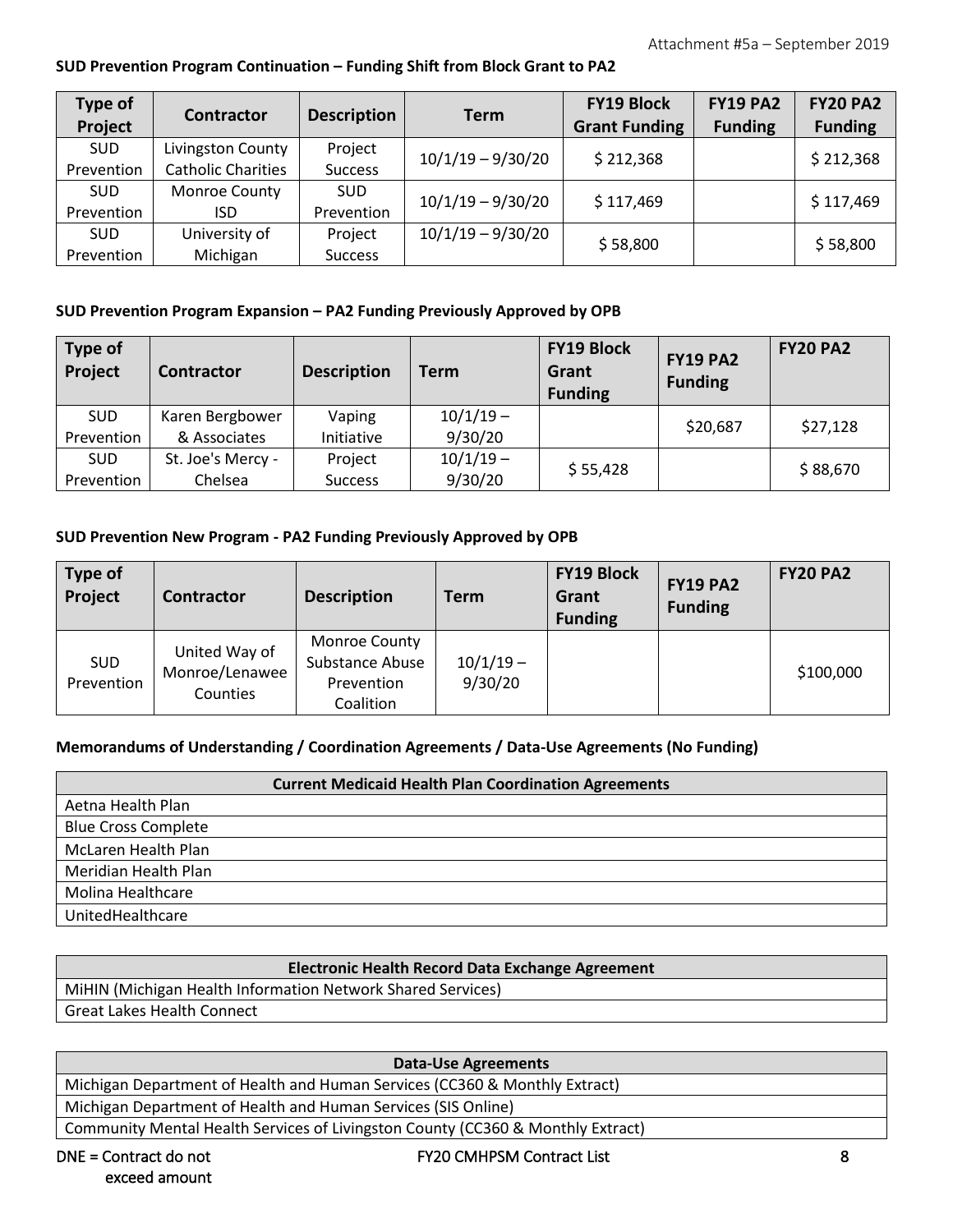**SUD Prevention Program Continuation – Funding Shift from Block Grant to PA2**

| Type of Project | Contractor | Description | Term | FY19 Block Grant Funding | FY19 PA2 Funding | FY20 PA2 Funding |
|---|---|---|---|---|---|---|
| SUD Prevention | Livingston County Catholic Charities | Project Success | 10/1/19 – 9/30/20 | $ 212,368 | | $ 212,368 |
| SUD Prevention | Monroe County ISD | SUD Prevention | 10/1/19 – 9/30/20 | $ 117,469 | | $ 117,469 |
| SUD Prevention | University of Michigan | Project Success | 10/1/19 – 9/30/20 | $ 58,800 | | $ 58,800 |

**SUD Prevention Program Expansion – PA2 Funding Previously Approved by OPB**

| Type of Project | Contractor | Description | Term | FY19 Block Grant Funding | FY19 PA2 Funding | FY20 PA2 |
|---|---|---|---|---|---|---|
| SUD Prevention | Karen Bergbower & Associates | Vaping Initiative | 10/1/19 – 9/30/20 | | $20,687 | $27,128 |
| SUD Prevention | St. Joe's Mercy - Chelsea | Project Success | 10/1/19 – 9/30/20 | $ 55,428 | | $ 88,670 |

**SUD Prevention New Program - PA2 Funding Previously Approved by OPB**

| Type of Project | Contractor | Description | Term | FY19 Block Grant Funding | FY19 PA2 Funding | FY20 PA2 |
|---|---|---|---|---|---|---|
| SUD Prevention | United Way of Monroe/Lenawee Counties | Monroe County Substance Abuse Prevention Coalition | 10/1/19 – 9/30/20 | | | $100,000 |

**Memorandums of Understanding / Coordination Agreements / Data-Use Agreements (No Funding)**

| Current Medicaid Health Plan Coordination Agreements |
|---|
| Aetna Health Plan |
| Blue Cross Complete |
| McLaren Health Plan |
| Meridian Health Plan |
| Molina Healthcare |
| UnitedHealthcare |

| Electronic Health Record Data Exchange Agreement |
|---|
| MiHIN (Michigan Health Information Network Shared Services) |
| Great Lakes Health Connect |

| Data-Use Agreements |
|---|
| Michigan Department of Health and Human Services (CC360 & Monthly Extract) |
| Michigan Department of Health and Human Services (SIS Online) |
| Community Mental Health Services of Livingston County (CC360 & Monthly Extract) |

DNE = Contract do not exceed amount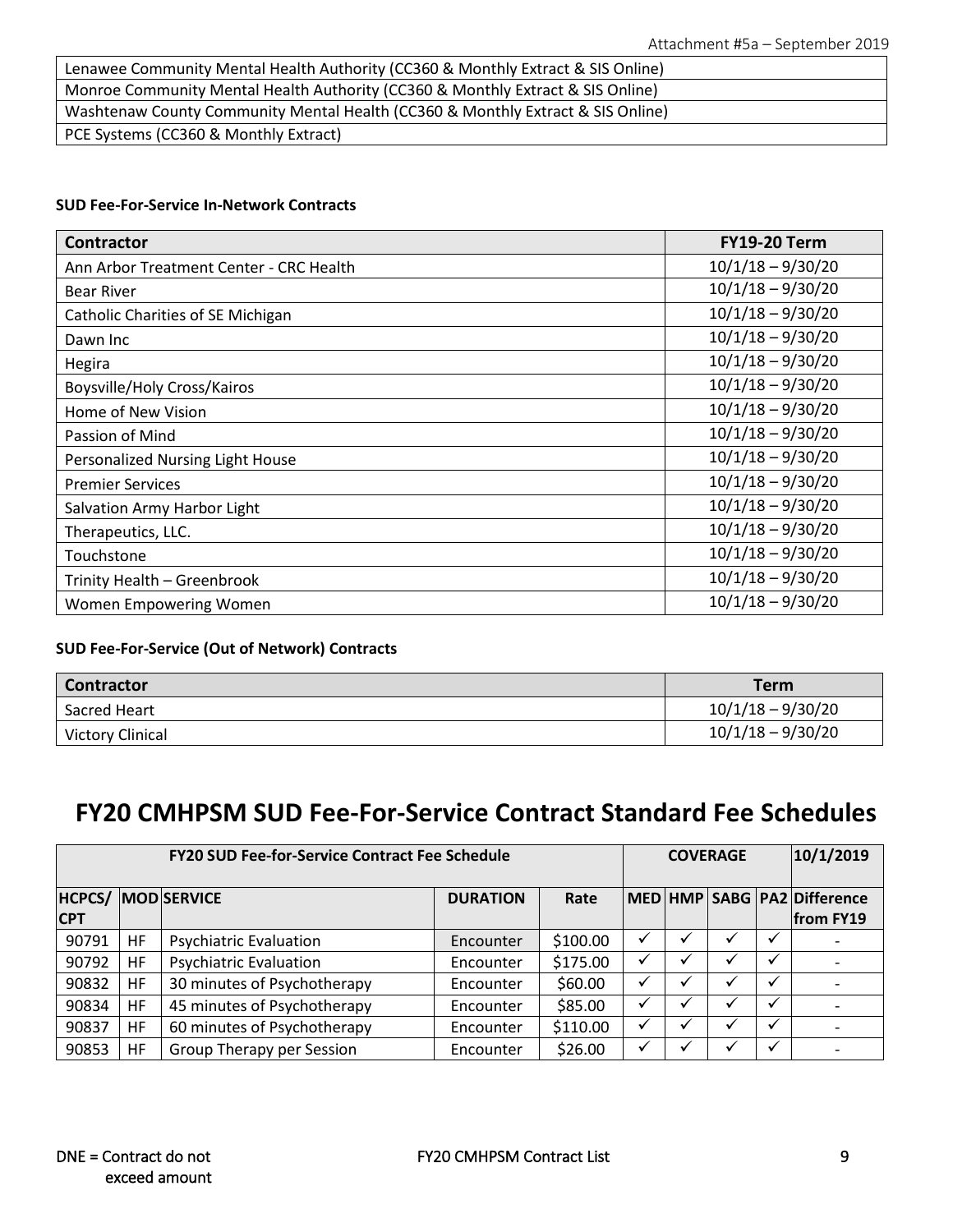| Lenawee Community Mental Health Authority (CC360 & Monthly Extract & SIS Online) |
|---|
| Monroe Community Mental Health Authority (CC360 & Monthly Extract & SIS Online) |
| Washtenaw County Community Mental Health (CC360 & Monthly Extract & SIS Online) |
| PCE Systems (CC360 & Monthly Extract) |

**SUD Fee-For-Service In-Network Contracts**

| Contractor | FY19-20 Term |
|---|---|
| Ann Arbor Treatment Center - CRC Health | 10/1/18 – 9/30/20 |
| Bear River | 10/1/18 – 9/30/20 |
| Catholic Charities of SE Michigan | 10/1/18 – 9/30/20 |
| Dawn Inc | 10/1/18 – 9/30/20 |
| Hegira | 10/1/18 – 9/30/20 |
| Boysville/Holy Cross/Kairos | 10/1/18 – 9/30/20 |
| Home of New Vision | 10/1/18 – 9/30/20 |
| Passion of Mind | 10/1/18 – 9/30/20 |
| Personalized Nursing Light House | 10/1/18 – 9/30/20 |
| Premier Services | 10/1/18 – 9/30/20 |
| Salvation Army Harbor Light | 10/1/18 – 9/30/20 |
| Therapeutics, LLC. | 10/1/18 – 9/30/20 |
| Touchstone | 10/1/18 – 9/30/20 |
| Trinity Health – Greenbrook | 10/1/18 – 9/30/20 |
| Women Empowering Women | 10/1/18 – 9/30/20 |

**SUD Fee-For-Service (Out of Network) Contracts**

| Contractor | Term |
|---|---|
| Sacred Heart | 10/1/18 – 9/30/20 |
| Victory Clinical | 10/1/18 – 9/30/20 |

# FY20 CMHPSM SUD Fee-For-Service Contract Standard Fee Schedules

| FY20 SUD Fee-for-Service Contract Fee Schedule | | | | | COVERAGE | | | | 10/1/2019 |
|---|---|---|---|---|---|---|---|---|---|
| HCPCS/ CPT | MOD | SERVICE | DURATION | Rate | MED | HMP | SABG | PA2 | Difference from FY19 |
| 90791 | HF | Psychiatric Evaluation | Encounter | $100.00 | ✓ | ✓ | ✓ | ✓ | - |
| 90792 | HF | Psychiatric Evaluation | Encounter | $175.00 | ✓ | ✓ | ✓ | ✓ | - |
| 90832 | HF | 30 minutes of Psychotherapy | Encounter | $60.00 | ✓ | ✓ | ✓ | ✓ | - |
| 90834 | HF | 45 minutes of Psychotherapy | Encounter | $85.00 | ✓ | ✓ | ✓ | ✓ | - |
| 90837 | HF | 60 minutes of Psychotherapy | Encounter | $110.00 | ✓ | ✓ | ✓ | ✓ | - |
| 90853 | HF | Group Therapy per Session | Encounter | $26.00 | ✓ | ✓ | ✓ | ✓ | - |

DNE = Contract do not exceed amount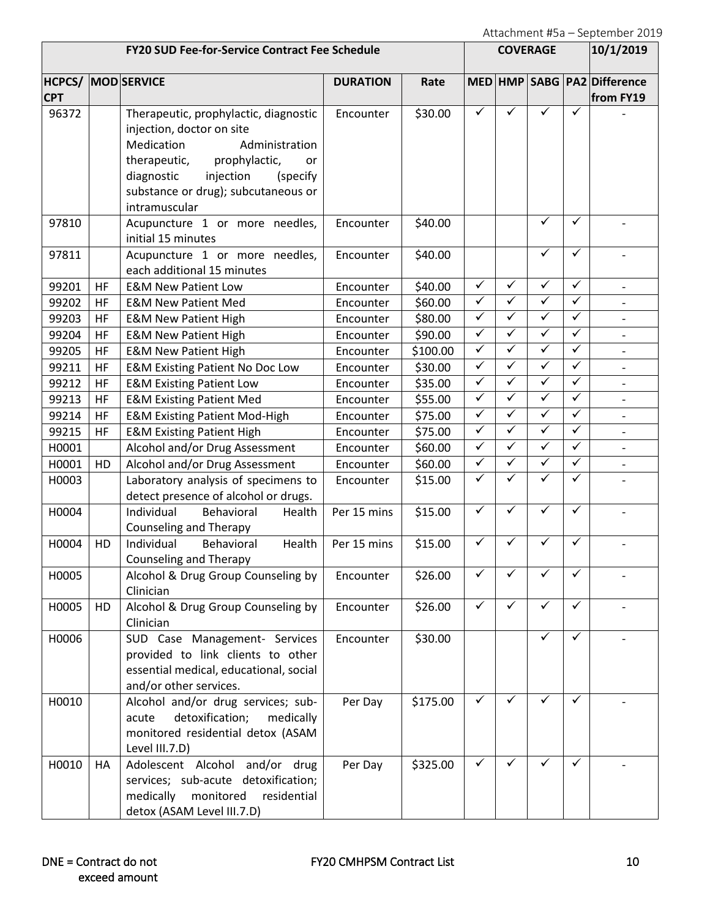Attachment #5a – September 2019

| FY20 SUD Fee-for-Service Contract Fee Schedule | | | | | COVERAGE | | | | 10/1/2019 |
|---|---|---|---|---|---|---|---|---|---|
| HCPCS/ CPT | MOD | SERVICE | DURATION | Rate | MED | HMP | SABG | PA2 | Difference from FY19 |
| 96372 | | Therapeutic, prophylactic, diagnostic injection, doctor on site Medication Administration therapeutic, prophylactic, or diagnostic injection (specify substance or drug); subcutaneous or intramuscular | Encounter | $30.00 | ✓ | ✓ | ✓ | ✓ | - |
| 97810 | | Acupuncture 1 or more needles, initial 15 minutes | Encounter | $40.00 | | | ✓ | ✓ | - |
| 97811 | | Acupuncture 1 or more needles, each additional 15 minutes | Encounter | $40.00 | | | ✓ | ✓ | - |
| 99201 | HF | E&M New Patient Low | Encounter | $40.00 | ✓ | ✓ | ✓ | ✓ | - |
| 99202 | HF | E&M New Patient Med | Encounter | $60.00 | ✓ | ✓ | ✓ | ✓ | - |
| 99203 | HF | E&M New Patient High | Encounter | $80.00 | ✓ | ✓ | ✓ | ✓ | - |
| 99204 | HF | E&M New Patient High | Encounter | $90.00 | ✓ | ✓ | ✓ | ✓ | - |
| 99205 | HF | E&M New Patient High | Encounter | $100.00 | ✓ | ✓ | ✓ | ✓ | - |
| 99211 | HF | E&M Existing Patient No Doc Low | Encounter | $30.00 | ✓ | ✓ | ✓ | ✓ | - |
| 99212 | HF | E&M Existing Patient Low | Encounter | $35.00 | ✓ | ✓ | ✓ | ✓ | - |
| 99213 | HF | E&M Existing Patient Med | Encounter | $55.00 | ✓ | ✓ | ✓ | ✓ | - |
| 99214 | HF | E&M Existing Patient Mod-High | Encounter | $75.00 | ✓ | ✓ | ✓ | ✓ | - |
| 99215 | HF | E&M Existing Patient High | Encounter | $75.00 | ✓ | ✓ | ✓ | ✓ | - |
| H0001 | | Alcohol and/or Drug Assessment | Encounter | $60.00 | ✓ | ✓ | ✓ | ✓ | - |
| H0001 | HD | Alcohol and/or Drug Assessment | Encounter | $60.00 | ✓ | ✓ | ✓ | ✓ | - |
| H0003 | | Laboratory analysis of specimens to detect presence of alcohol or drugs. | Encounter | $15.00 | ✓ | ✓ | ✓ | ✓ | - |
| H0004 | | Individual Behavioral Health Counseling and Therapy | Per 15 mins | $15.00 | ✓ | ✓ | ✓ | ✓ | - |
| H0004 | HD | Individual Behavioral Health Counseling and Therapy | Per 15 mins | $15.00 | ✓ | ✓ | ✓ | ✓ | - |
| H0005 | | Alcohol & Drug Group Counseling by Clinician | Encounter | $26.00 | ✓ | ✓ | ✓ | ✓ | - |
| H0005 | HD | Alcohol & Drug Group Counseling by Clinician | Encounter | $26.00 | ✓ | ✓ | ✓ | ✓ | - |
| H0006 | | SUD Case Management- Services provided to link clients to other essential medical, educational, social and/or other services. | Encounter | $30.00 | | | ✓ | ✓ | - |
| H0010 | | Alcohol and/or drug services; sub-acute detoxification; medically monitored residential detox (ASAM Level III.7.D) | Per Day | $175.00 | ✓ | ✓ | ✓ | ✓ | - |
| H0010 | HA | Adolescent Alcohol and/or drug services; sub-acute detoxification; medically monitored residential detox (ASAM Level III.7.D) | Per Day | $325.00 | ✓ | ✓ | ✓ | ✓ | - |

DNE = Contract do not exceed amount

FY20 CMHPSM Contract List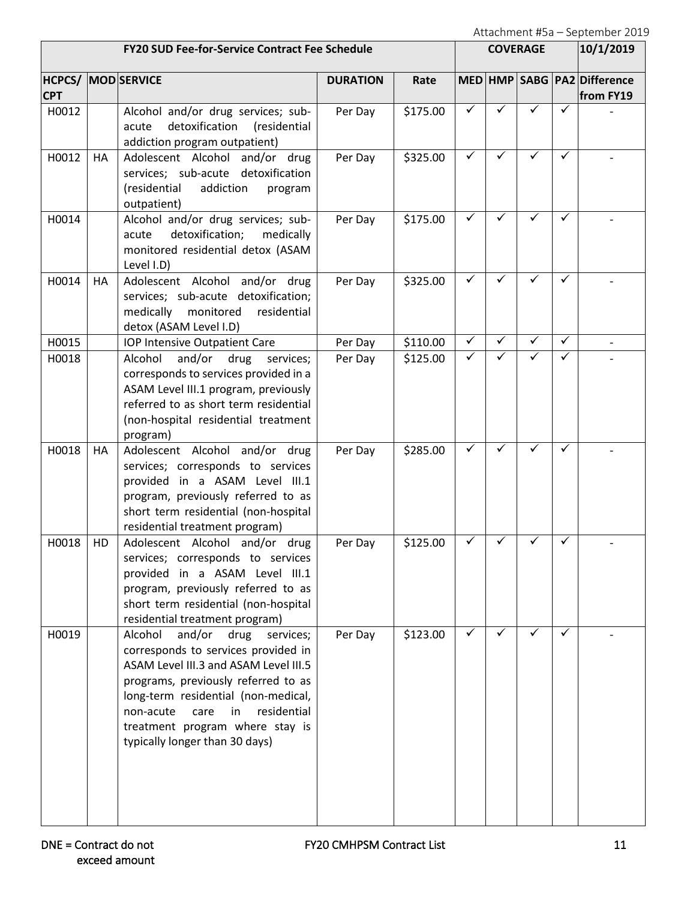Attachment #5a – September 2019

| FY20 SUD Fee-for-Service Contract Fee Schedule | | | | | COVERAGE | | | | 10/1/2019 |
|---|---|---|---|---|---|---|---|---|---|
| HCPCS/ CPT | MOD | SERVICE | DURATION | Rate | MED | HMP | SABG | PA2 | Difference from FY19 |
| H0012 | | Alcohol and/or drug services; sub-acute detoxification (residential addiction program outpatient) | Per Day | $175.00 | ✓ | ✓ | ✓ | ✓ | - |
| H0012 | HA | Adolescent Alcohol and/or drug services; sub-acute detoxification (residential addiction program outpatient) | Per Day | $325.00 | ✓ | ✓ | ✓ | ✓ | - |
| H0014 | | Alcohol and/or drug services; sub-acute detoxification; medically monitored residential detox (ASAM Level I.D) | Per Day | $175.00 | ✓ | ✓ | ✓ | ✓ | - |
| H0014 | HA | Adolescent Alcohol and/or drug services; sub-acute detoxification; medically monitored residential detox (ASAM Level I.D) | Per Day | $325.00 | ✓ | ✓ | ✓ | ✓ | - |
| H0015 | | IOP Intensive Outpatient Care | Per Day | $110.00 | ✓ | ✓ | ✓ | ✓ | - |
| H0018 | | Alcohol and/or drug services; corresponds to services provided in a ASAM Level III.1 program, previously referred to as short term residential (non-hospital residential treatment program) | Per Day | $125.00 | ✓ | ✓ | ✓ | ✓ | - |
| H0018 | HA | Adolescent Alcohol and/or drug services; corresponds to services provided in a ASAM Level III.1 program, previously referred to as short term residential (non-hospital residential treatment program) | Per Day | $285.00 | ✓ | ✓ | ✓ | ✓ | - |
| H0018 | HD | Adolescent Alcohol and/or drug services; corresponds to services provided in a ASAM Level III.1 program, previously referred to as short term residential (non-hospital residential treatment program) | Per Day | $125.00 | ✓ | ✓ | ✓ | ✓ | - |
| H0019 | | Alcohol and/or drug services; corresponds to services provided in ASAM Level III.3 and ASAM Level III.5 programs, previously referred to as long-term residential (non-medical, non-acute care in residential treatment program where stay is typically longer than 30 days) | Per Day | $123.00 | ✓ | ✓ | ✓ | ✓ | - |

DNE = Contract do not exceed amount

FY20 CMHPSM Contract List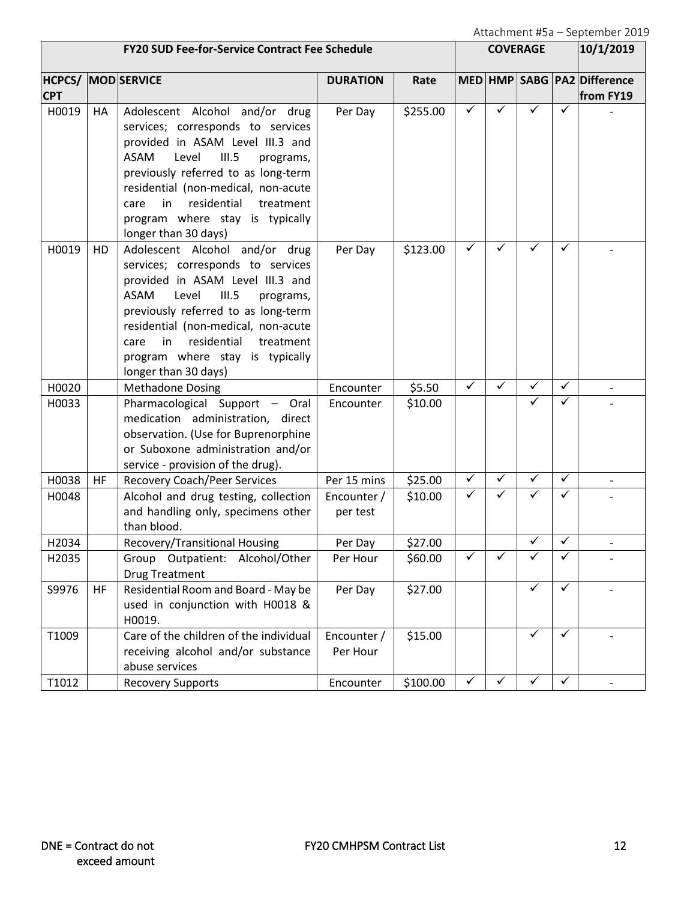Attachment #5a – September 2019

| FY20 SUD Fee-for-Service Contract Fee Schedule | | | | | COVERAGE | | | | 10/1/2019 |
|---|---|---|---|---|---|---|---|---|---|
| HCPCS/ CPT | MOD | SERVICE | DURATION | Rate | MED | HMP | SABG | PA2 | Difference from FY19 |
| H0019 | HA | Adolescent Alcohol and/or drug services; corresponds to services provided in ASAM Level III.3 and ASAM Level III.5 programs, previously referred to as long-term residential (non-medical, non-acute care in residential treatment program where stay is typically longer than 30 days) | Per Day | $255.00 | ✓ | ✓ | ✓ | ✓ | - |
| H0019 | HD | Adolescent Alcohol and/or drug services; corresponds to services provided in ASAM Level III.3 and ASAM Level III.5 programs, previously referred to as long-term residential (non-medical, non-acute care in residential treatment program where stay is typically longer than 30 days) | Per Day | $123.00 | ✓ | ✓ | ✓ | ✓ | - |
| H0020 | | Methadone Dosing | Encounter | $5.50 | ✓ | ✓ | ✓ | ✓ | - |
| H0033 | | Pharmacological Support – Oral medication administration, direct observation. (Use for Buprenorphine or Suboxone administration and/or service - provision of the drug). | Encounter | $10.00 | | | ✓ | ✓ | - |
| H0038 | HF | Recovery Coach/Peer Services | Per 15 mins | $25.00 | ✓ | ✓ | ✓ | ✓ | - |
| H0048 | | Alcohol and drug testing, collection and handling only, specimens other than blood. | Encounter / per test | $10.00 | ✓ | ✓ | ✓ | ✓ | - |
| H2034 | | Recovery/Transitional Housing | Per Day | $27.00 | | | ✓ | ✓ | - |
| H2035 | | Group Outpatient: Alcohol/Other Drug Treatment | Per Hour | $60.00 | ✓ | ✓ | ✓ | ✓ | - |
| S9976 | HF | Residential Room and Board - May be used in conjunction with H0018 & H0019. | Per Day | $27.00 | | | ✓ | ✓ | - |
| T1009 | | Care of the children of the individual receiving alcohol and/or substance abuse services | Encounter / Per Hour | $15.00 | | | ✓ | ✓ | - |
| T1012 | | Recovery Supports | Encounter | $100.00 | ✓ | ✓ | ✓ | ✓ | - |

DNE = Contract do not exceed amount

FY20 CMHPSM Contract List